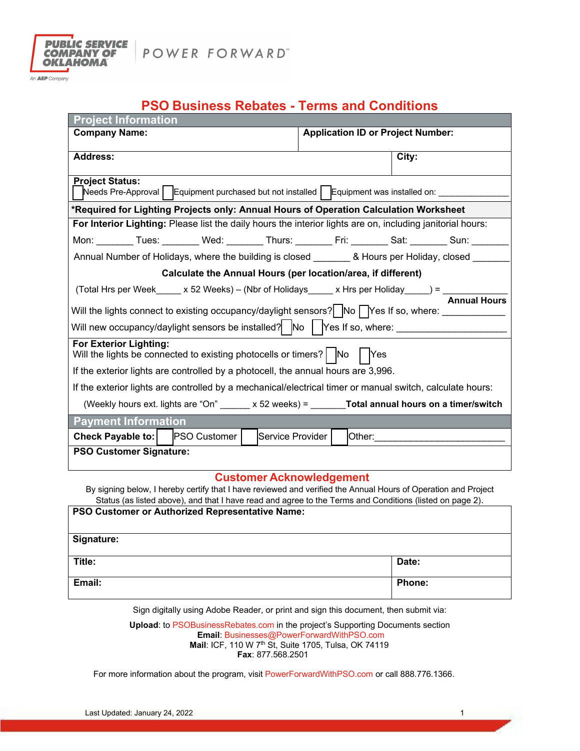PUBLIC SERVICE COMPANY OF OKLAHOMA
An AEP Company

POWER FORWARD

# PSO Business Rebates - Terms and Conditions

## Project Information

| Company Name: | Application ID or Project Number: |
|---|---|
| Address: | City: |

**Project Status:**
☐ Needs Pre-Approval ☐ Equipment purchased but not installed ☐ Equipment was installed on: ______________

**\*Required for Lighting Projects only: Annual Hours of Operation Calculation Worksheet**

**For Interior Lighting:** Please list the daily hours the interior lights are on, including janitorial hours:

Mon: _______ Tues: _______ Wed: _______ Thurs: _______ Fri: _______ Sat: _______ Sun: _______

Annual Number of Holidays, where the building is closed _______ & Hours per Holiday, closed _______

**Calculate the Annual Hours (per location/area, if different)**

(Total Hrs per Week_____ x 52 Weeks) – (Nbr of Holidays_____ x Hrs per Holiday_____) = ____________ **Annual Hours**

Will the lights connect to existing occupancy/daylight sensors? ☐ No ☐ Yes If so, where: ____________

Will new occupancy/daylight sensors be installed? ☐ No ☐ Yes If so, where: _____________________

**For Exterior Lighting:**
Will the lights be connected to existing photocells or timers? ☐ No ☐ Yes

If the exterior lights are controlled by a photocell, the annual hours are 3,996.

If the exterior lights are controlled by a mechanical/electrical timer or manual switch, calculate hours:

(Weekly hours ext. lights are "On" ______ x 52 weeks) = _______ **Total annual hours on a timer/switch**

## Payment Information

**Check Payable to:** ☐ PSO Customer ☐ Service Provider ☐ Other:_________________________

**PSO Customer Signature:**

## Customer Acknowledgement

By signing below, I hereby certify that I have reviewed and verified the Annual Hours of Operation and Project Status (as listed above), and that I have read and agree to the Terms and Conditions (listed on page 2).

| PSO Customer or Authorized Representative Name: | |
|---|---|
| Signature: | |
| Title: | Date: |
| Email: | Phone: |

Sign digitally using Adobe Reader, or print and sign this document, then submit via:

**Upload**: to PSOBusinessRebates.com in the project's Supporting Documents section
**Email**: Businesses@PowerForwardWithPSO.com
**Mail**: ICF, 110 W 7th St, Suite 1705, Tulsa, OK 74119
**Fax**: 877.568.2501

For more information about the program, visit PowerForwardWithPSO.com or call 888.776.1366.

Last Updated: January 24, 2022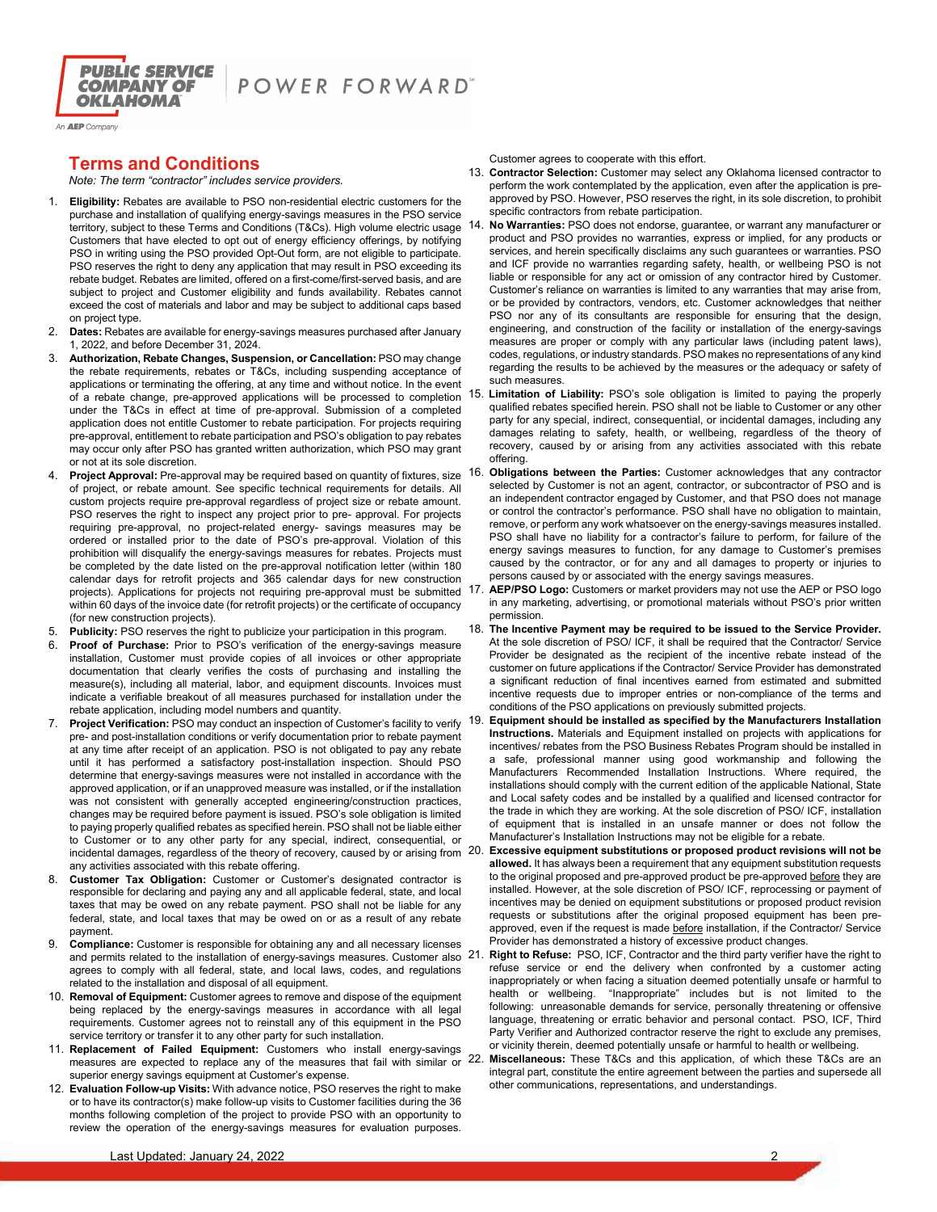## Terms and Conditions

*Note: The term "contractor" includes service providers.*

1. **Eligibility:** Rebates are available to PSO non-residential electric customers for the purchase and installation of qualifying energy-savings measures in the PSO service territory, subject to these Terms and Conditions (T&Cs). High volume electric usage Customers that have elected to opt out of energy efficiency offerings, by notifying PSO in writing using the PSO provided Opt-Out form, are not eligible to participate. PSO reserves the right to deny any application that may result in PSO exceeding its rebate budget. Rebates are limited, offered on a first-come/first-served basis, and are subject to project and Customer eligibility and funds availability. Rebates cannot exceed the cost of materials and labor and may be subject to additional caps based on project type.
2. **Dates:** Rebates are available for energy-savings measures purchased after January 1, 2022, and before December 31, 2024.
3. **Authorization, Rebate Changes, Suspension, or Cancellation:** PSO may change the rebate requirements, rebates or T&Cs, including suspending acceptance of applications or terminating the offering, at any time and without notice. In the event of a rebate change, pre-approved applications will be processed to completion under the T&Cs in effect at time of pre-approval. Submission of a completed application does not entitle Customer to rebate participation. For projects requiring pre-approval, entitlement to rebate participation and PSO's obligation to pay rebates may occur only after PSO has granted written authorization, which PSO may grant or not at its sole discretion.
4. **Project Approval:** Pre-approval may be required based on quantity of fixtures, size of project, or rebate amount. See specific technical requirements for details. All custom projects require pre-approval regardless of project size or rebate amount. PSO reserves the right to inspect any project prior to pre- approval. For projects requiring pre-approval, no project-related energy- savings measures may be ordered or installed prior to the date of PSO's pre-approval. Violation of this prohibition will disqualify the energy-savings measures for rebates. Projects must be completed by the date listed on the pre-approval notification letter (within 180 calendar days for retrofit projects and 365 calendar days for new construction projects). Applications for projects not requiring pre-approval must be submitted within 60 days of the invoice date (for retrofit projects) or the certificate of occupancy (for new construction projects).
5. **Publicity:** PSO reserves the right to publicize your participation in this program.
6. **Proof of Purchase:** Prior to PSO's verification of the energy-savings measure installation, Customer must provide copies of all invoices or other appropriate documentation that clearly verifies the costs of purchasing and installing the measure(s), including all material, labor, and equipment discounts. Invoices must indicate a verifiable breakout of all measures purchased for installation under the rebate application, including model numbers and quantity.
7. **Project Verification:** PSO may conduct an inspection of Customer's facility to verify pre- and post-installation conditions or verify documentation prior to rebate payment at any time after receipt of an application. PSO is not obligated to pay any rebate until it has performed a satisfactory post-installation inspection. Should PSO determine that energy-savings measures were not installed in accordance with the approved application, or if an unapproved measure was installed, or if the installation was not consistent with generally accepted engineering/construction practices, changes may be required before payment is issued. PSO's sole obligation is limited to paying properly qualified rebates as specified herein. PSO shall not be liable either to Customer or to any other party for any special, indirect, consequential, or incidental damages, regardless of the theory of recovery, caused by or arising from any activities associated with this rebate offering.
8. **Customer Tax Obligation:** Customer or Customer's designated contractor is responsible for declaring and paying any and all applicable federal, state, and local taxes that may be owed on any rebate payment. PSO shall not be liable for any federal, state, and local taxes that may be owed on or as a result of any rebate payment.
9. **Compliance:** Customer is responsible for obtaining any and all necessary licenses and permits related to the installation of energy-savings measures. Customer also agrees to comply with all federal, state, and local laws, codes, and regulations related to the installation and disposal of all equipment.
10. **Removal of Equipment:** Customer agrees to remove and dispose of the equipment being replaced by the energy-savings measures in accordance with all legal requirements. Customer agrees not to reinstall any of this equipment in the PSO service territory or transfer it to any other party for such installation.
11. **Replacement of Failed Equipment:** Customers who install energy-savings measures are expected to replace any of the measures that fail with similar or superior energy savings equipment at Customer's expense.
12. **Evaluation Follow-up Visits:** With advance notice, PSO reserves the right to make or to have its contractor(s) make follow-up visits to Customer facilities during the 36 months following completion of the project to provide PSO with an opportunity to review the operation of the energy-savings measures for evaluation purposes. Customer agrees to cooperate with this effort.
13. **Contractor Selection:** Customer may select any Oklahoma licensed contractor to perform the work contemplated by the application, even after the application is pre-approved by PSO. However, PSO reserves the right, in its sole discretion, to prohibit specific contractors from rebate participation.
14. **No Warranties:** PSO does not endorse, guarantee, or warrant any manufacturer or product and PSO provides no warranties, express or implied, for any products or services, and herein specifically disclaims any such guarantees or warranties. PSO and ICF provide no warranties regarding safety, health, or wellbeing PSO is not liable or responsible for any act or omission of any contractor hired by Customer. Customer's reliance on warranties is limited to any warranties that may arise from, or be provided by contractors, vendors, etc. Customer acknowledges that neither PSO nor any of its consultants are responsible for ensuring that the design, engineering, and construction of the facility or installation of the energy-savings measures are proper or comply with any particular laws (including patent laws), codes, regulations, or industry standards. PSO makes no representations of any kind regarding the results to be achieved by the measures or the adequacy or safety of such measures.
15. **Limitation of Liability:** PSO's sole obligation is limited to paying the properly qualified rebates specified herein. PSO shall not be liable to Customer or any other party for any special, indirect, consequential, or incidental damages, including any damages relating to safety, health, or wellbeing, regardless of the theory of recovery, caused by or arising from any activities associated with this rebate offering.
16. **Obligations between the Parties:** Customer acknowledges that any contractor selected by Customer is not an agent, contractor, or subcontractor of PSO and is an independent contractor engaged by Customer, and that PSO does not manage or control the contractor's performance. PSO shall have no obligation to maintain, remove, or perform any work whatsoever on the energy-savings measures installed. PSO shall have no liability for a contractor's failure to perform, for failure of the energy savings measures to function, for any damage to Customer's premises caused by the contractor, or for any and all damages to property or injuries to persons caused by or associated with the energy savings measures.
17. **AEP/PSO Logo:** Customers or market providers may not use the AEP or PSO logo in any marketing, advertising, or promotional materials without PSO's prior written permission.
18. **The Incentive Payment may be required to be issued to the Service Provider.** At the sole discretion of PSO/ ICF, it shall be required that the Contractor/ Service Provider be designated as the recipient of the incentive rebate instead of the customer on future applications if the Contractor/ Service Provider has demonstrated a significant reduction of final incentives earned from estimated and submitted incentive requests due to improper entries or non-compliance of the terms and conditions of the PSO applications on previously submitted projects.
19. **Equipment should be installed as specified by the Manufacturers Installation Instructions.** Materials and Equipment installed on projects with applications for incentives/ rebates from the PSO Business Rebates Program should be installed in a safe, professional manner using good workmanship and following the Manufacturers Recommended Installation Instructions. Where required, the installations should comply with the current edition of the applicable National, State and Local safety codes and be installed by a qualified and licensed contractor for the trade in which they are working. At the sole discretion of PSO/ ICF, installation of equipment that is installed in an unsafe manner or does not follow the Manufacturer's Installation Instructions may not be eligible for a rebate.
20. **Excessive equipment substitutions or proposed product revisions will not be allowed.** It has always been a requirement that any equipment substitution requests to the original proposed and pre-approved product be pre-approved before they are installed. However, at the sole discretion of PSO/ ICF, reprocessing or payment of incentives may be denied on equipment substitutions or proposed product revision requests or substitutions after the original proposed equipment has been pre-approved, even if the request is made before installation, if the Contractor/ Service Provider has demonstrated a history of excessive product changes.
21. **Right to Refuse:** PSO, ICF, Contractor and the third party verifier have the right to refuse service or end the delivery when confronted by a customer acting inappropriately or when facing a situation deemed potentially unsafe or harmful to health or wellbeing. "Inappropriate" includes but is not limited to the following: unreasonable demands for service, personally threatening or offensive language, threatening or erratic behavior and personal contact. PSO, ICF, Third Party Verifier and Authorized contractor reserve the right to exclude any premises, or vicinity therein, deemed potentially unsafe or harmful to health or wellbeing.
22. **Miscellaneous:** These T&Cs and this application, of which these T&Cs are an integral part, constitute the entire agreement between the parties and supersede all other communications, representations, and understandings.

Last Updated: January 24, 2022